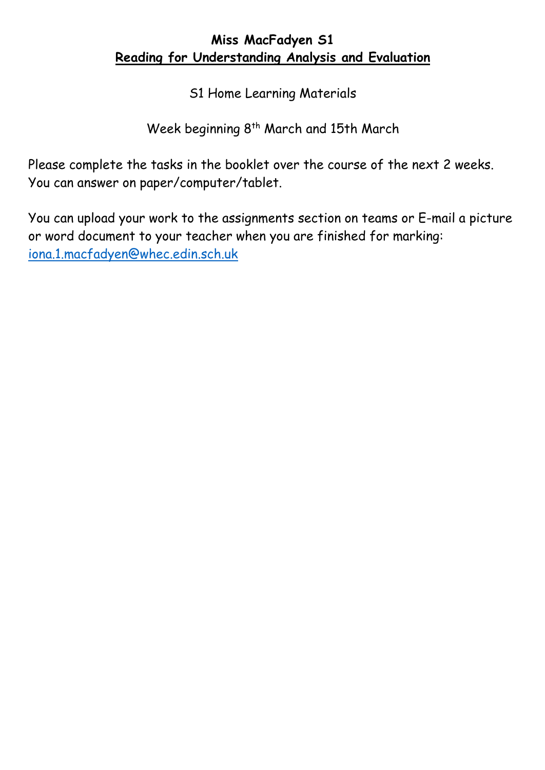# Miss MacFadyen S1

## Reading for Understanding Analysis and Evaluation

S1 Home Learning Materials

Week beginning 8th March and 15th March

Please complete the tasks in the booklet over the course of the next 2 weeks. You can answer on paper/computer/tablet.

You can upload your work to the assignments section on teams or E-mail a picture or word document to your teacher when you are finished for marking: iona.1.macfadyen@whec.edin.sch.uk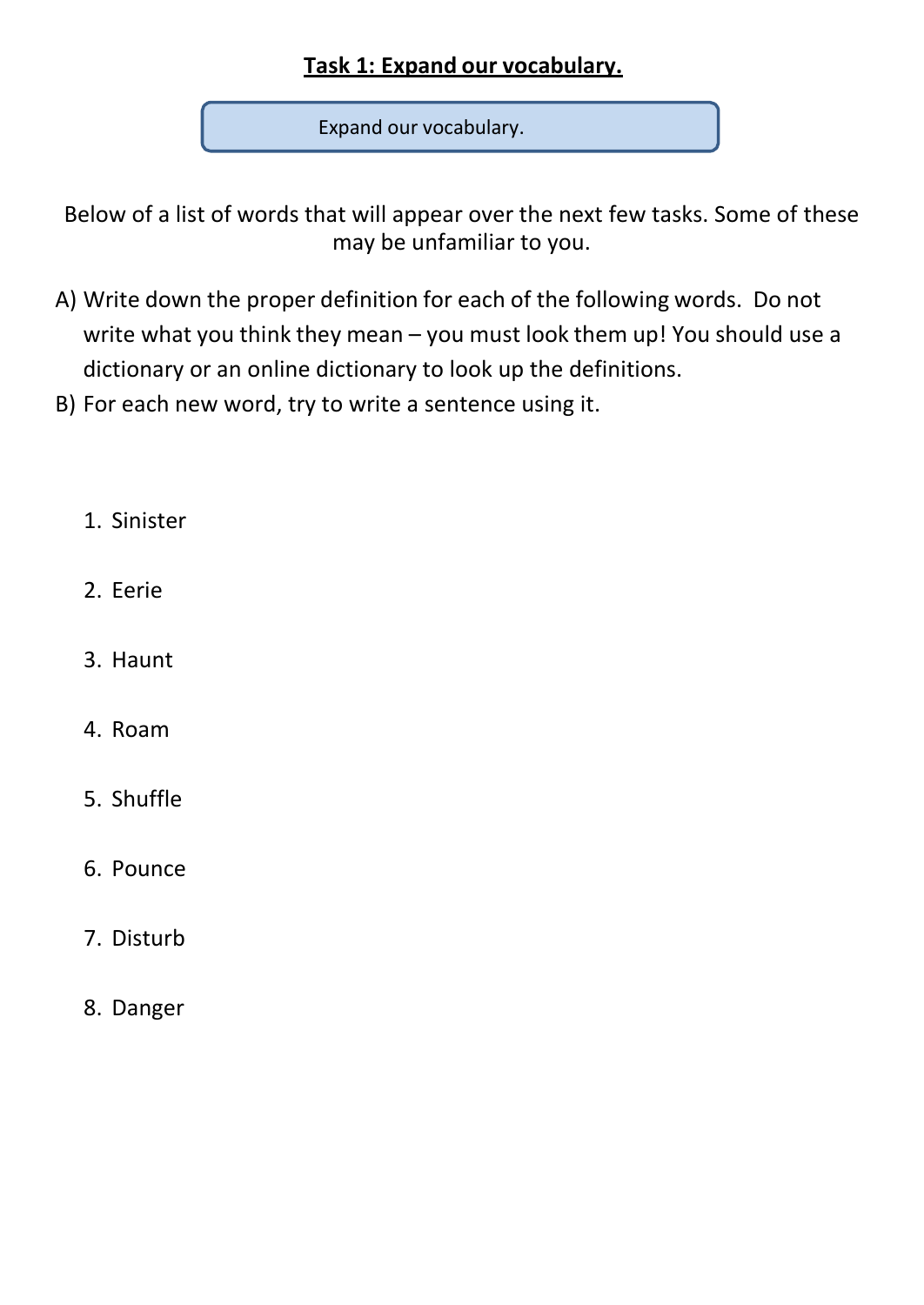# Task 1: Expand our vocabulary.

Expand our vocabulary.

Below of a list of words that will appear over the next few tasks. Some of these may be unfamiliar to you.

A) Write down the proper definition for each of the following words. Do not write what you think they mean – you must look them up! You should use a dictionary or an online dictionary to look up the definitions.

B) For each new word, try to write a sentence using it.

1. Sinister
2. Eerie
3. Haunt
4. Roam
5. Shuffle
6. Pounce
7. Disturb
8. Danger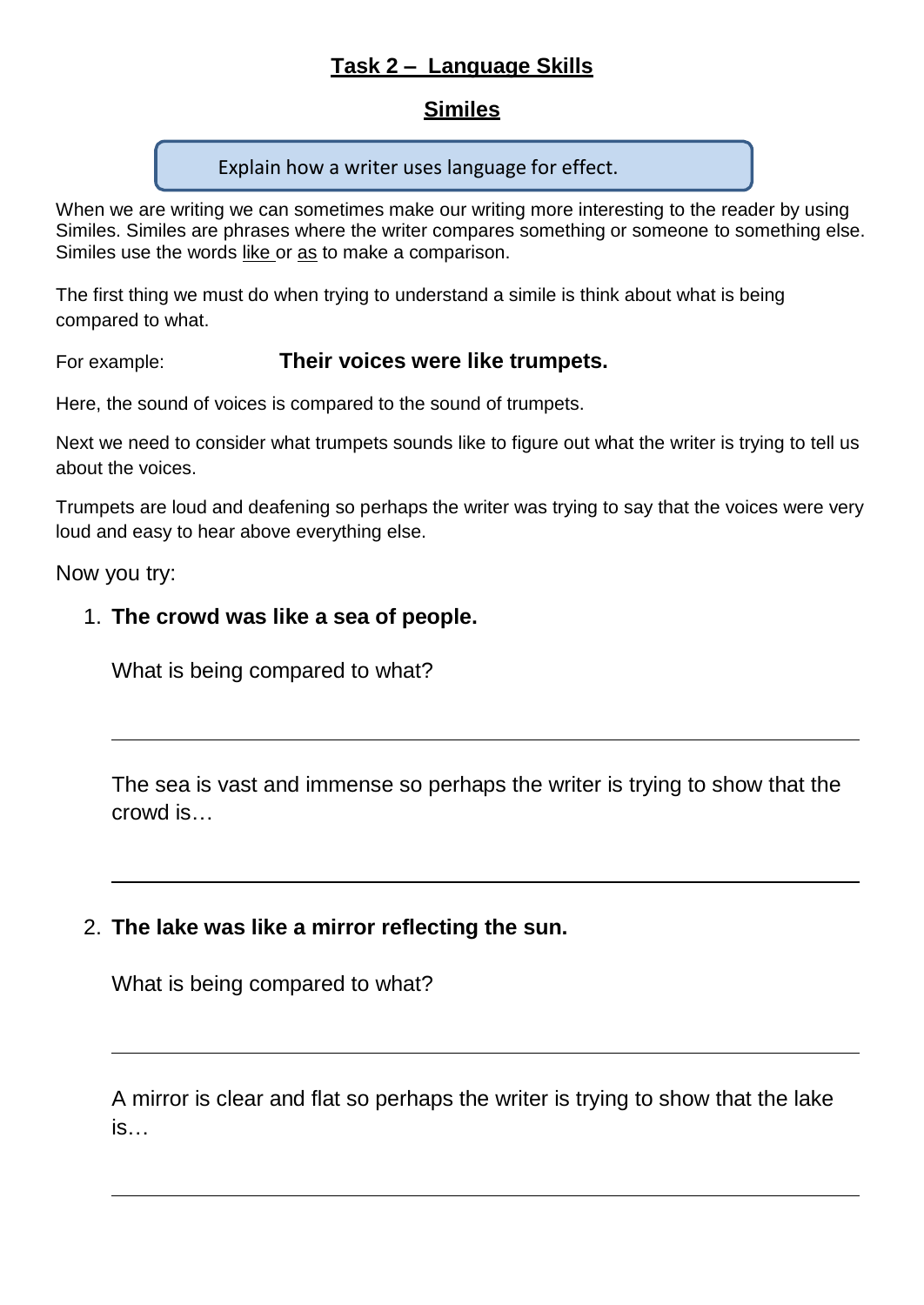## Task 2 – Language Skills

### Similes

Explain how a writer uses language for effect.

When we are writing we can sometimes make our writing more interesting to the reader by using Similes. Similes are phrases where the writer compares something or someone to something else. Similes use the words like or as to make a comparison.

The first thing we must do when trying to understand a simile is think about what is being compared to what.

For example: **Their voices were like trumpets.**

Here, the sound of voices is compared to the sound of trumpets.

Next we need to consider what trumpets sounds like to figure out what the writer is trying to tell us about the voices.

Trumpets are loud and deafening so perhaps the writer was trying to say that the voices were very loud and easy to hear above everything else.

Now you try:

1. **The crowd was like a sea of people.**

   What is being compared to what?

   ______________________________________________

   The sea is vast and immense so perhaps the writer is trying to show that the crowd is…

   ______________________________________________

2. **The lake was like a mirror reflecting the sun.**

   What is being compared to what?

   ______________________________________________

   A mirror is clear and flat so perhaps the writer is trying to show that the lake is…

   ______________________________________________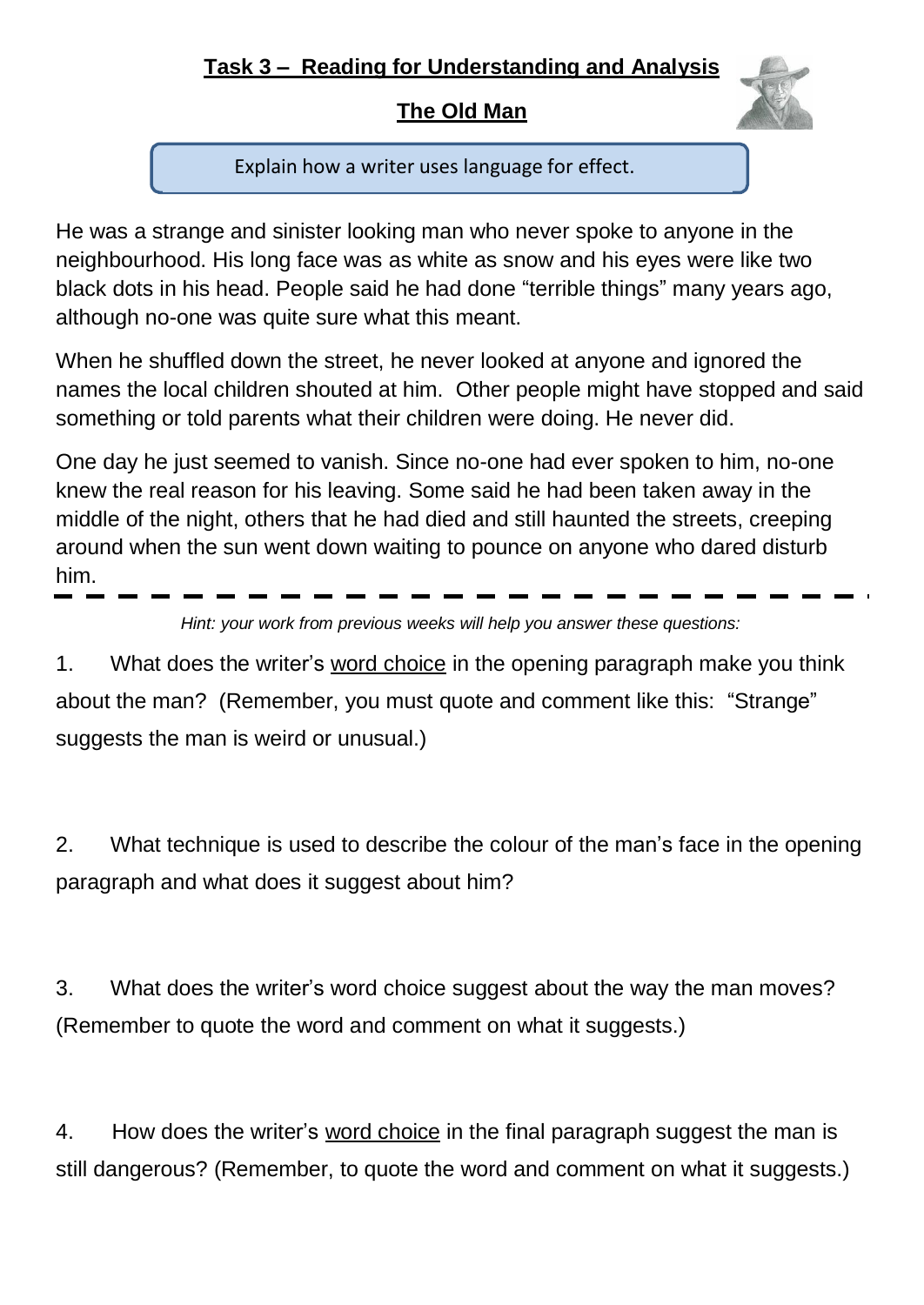## Task 3 – Reading for Understanding and Analysis

## The Old Man

Explain how a writer uses language for effect.

He was a strange and sinister looking man who never spoke to anyone in the neighbourhood. His long face was as white as snow and his eyes were like two black dots in his head. People said he had done “terrible things” many years ago, although no-one was quite sure what this meant.

When he shuffled down the street, he never looked at anyone and ignored the names the local children shouted at him. Other people might have stopped and said something or told parents what their children were doing. He never did.

One day he just seemed to vanish. Since no-one had ever spoken to him, no-one knew the real reason for his leaving. Some said he had been taken away in the middle of the night, others that he had died and still haunted the streets, creeping around when the sun went down waiting to pounce on anyone who dared disturb him.

---

*Hint: your work from previous weeks will help you answer these questions:*

1. What does the writer’s word choice in the opening paragraph make you think about the man? (Remember, you must quote and comment like this: “Strange” suggests the man is weird or unusual.)

2. What technique is used to describe the colour of the man’s face in the opening paragraph and what does it suggest about him?

3. What does the writer’s word choice suggest about the way the man moves? (Remember to quote the word and comment on what it suggests.)

4. How does the writer’s word choice in the final paragraph suggest the man is still dangerous? (Remember, to quote the word and comment on what it suggests.)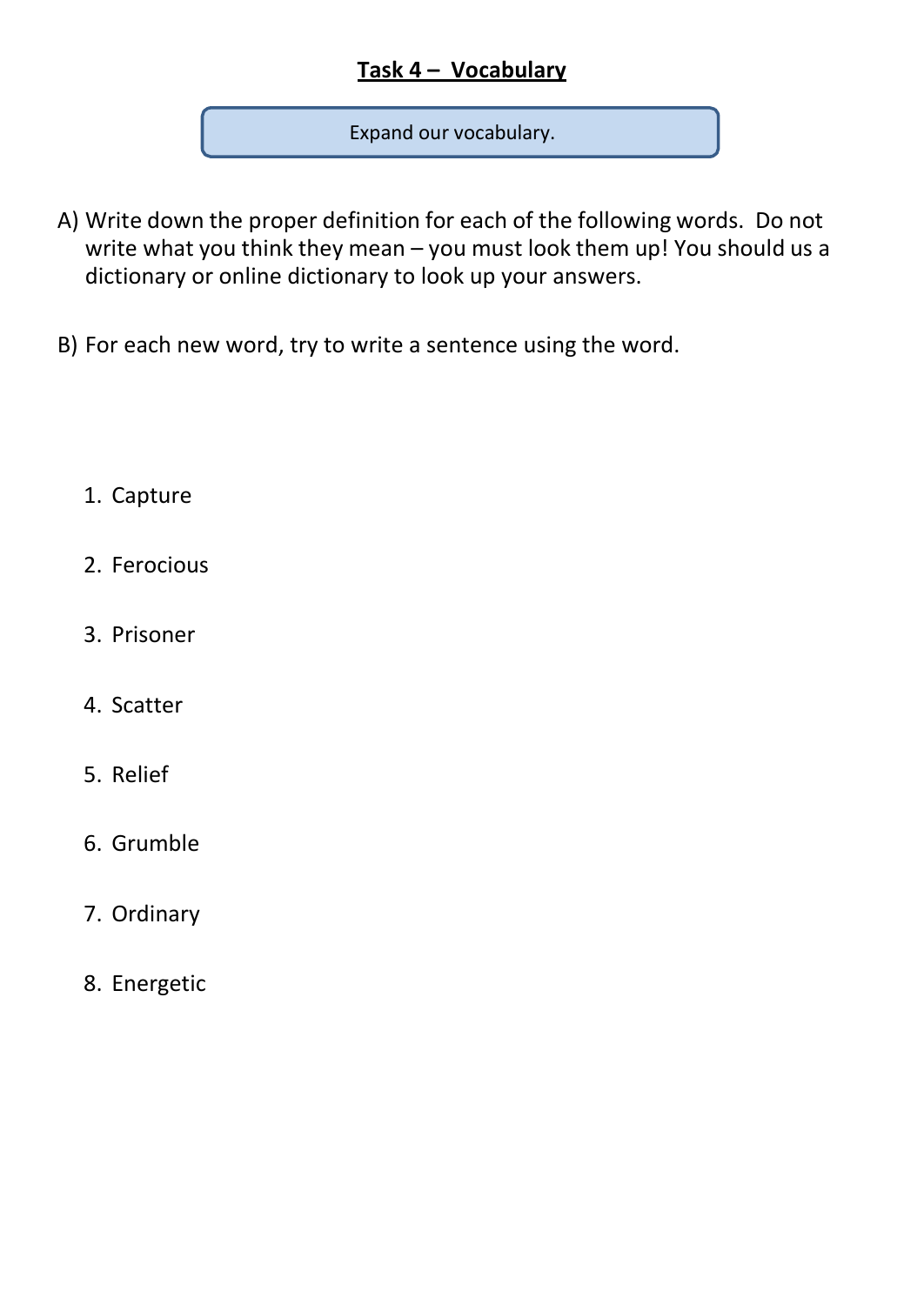## Task 4 – Vocabulary

Expand our vocabulary.

A) Write down the proper definition for each of the following words. Do not write what you think they mean – you must look them up! You should us a dictionary or online dictionary to look up your answers.

B) For each new word, try to write a sentence using the word.

1. Capture
2. Ferocious
3. Prisoner
4. Scatter
5. Relief
6. Grumble
7. Ordinary
8. Energetic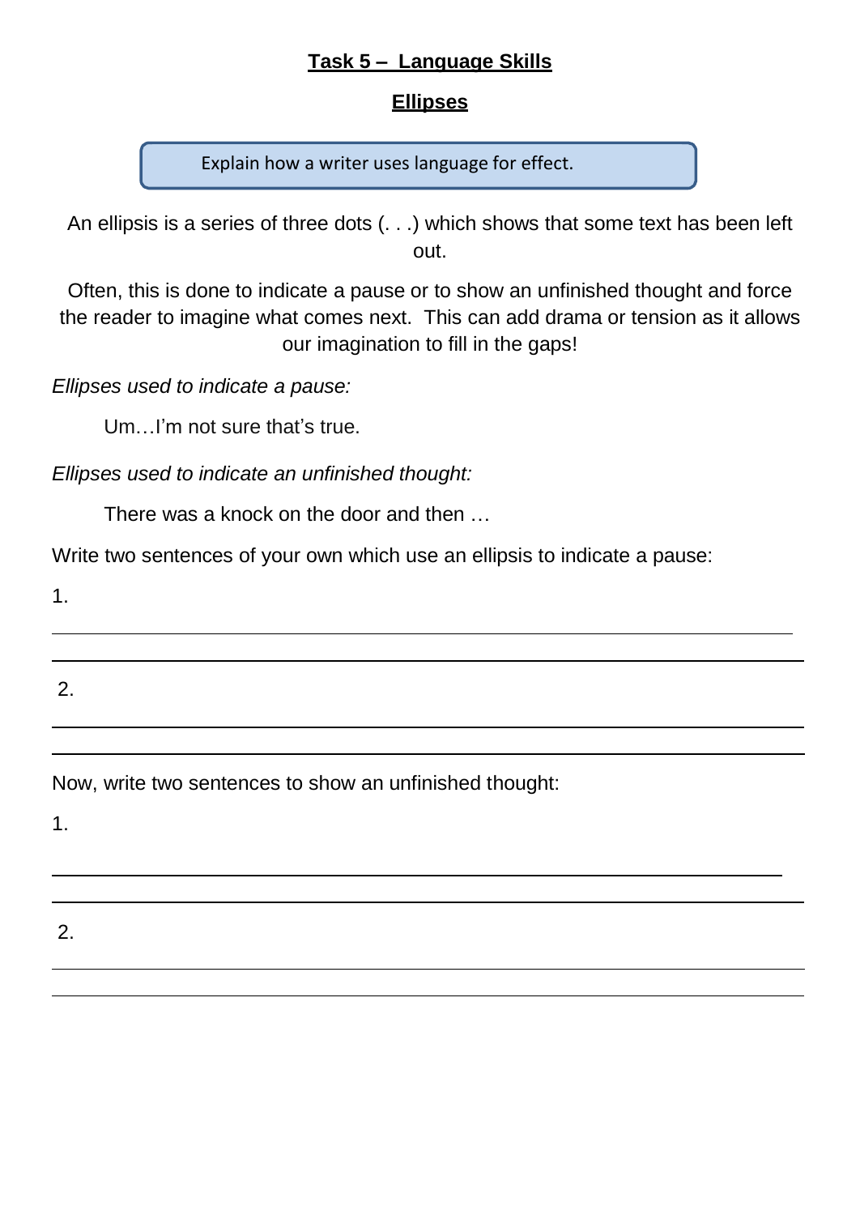## Task 5 – Language Skills

### Ellipses

> Explain how a writer uses language for effect.

An ellipsis is a series of three dots (. . .) which shows that some text has been left out.

Often, this is done to indicate a pause or to show an unfinished thought and force the reader to imagine what comes next. This can add drama or tension as it allows our imagination to fill in the gaps!

*Ellipses used to indicate a pause:*

Um…I'm not sure that's true.

*Ellipses used to indicate an unfinished thought:*

There was a knock on the door and then …

Write two sentences of your own which use an ellipsis to indicate a pause:

1. ______________________________________________________________

______________________________________________________________

2. ______________________________________________________________

______________________________________________________________

Now, write two sentences to show an unfinished thought:

1. ______________________________________________________________

______________________________________________________________

2. ______________________________________________________________

______________________________________________________________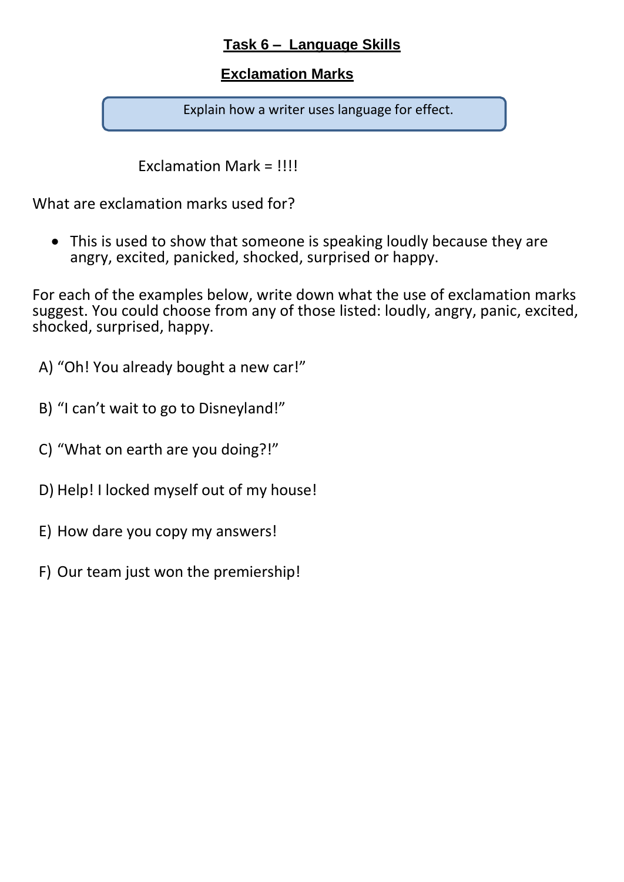## Task 6 – Language Skills

### Exclamation Marks

Explain how a writer uses language for effect.

Exclamation Mark = !!!!

What are exclamation marks used for?

- This is used to show that someone is speaking loudly because they are angry, excited, panicked, shocked, surprised or happy.

For each of the examples below, write down what the use of exclamation marks suggest. You could choose from any of those listed: loudly, angry, panic, excited, shocked, surprised, happy.

A) “Oh! You already bought a new car!”

B) “I can’t wait to go to Disneyland!”

C) “What on earth are you doing?!”

D) Help! I locked myself out of my house!

E) How dare you copy my answers!

F) Our team just won the premiership!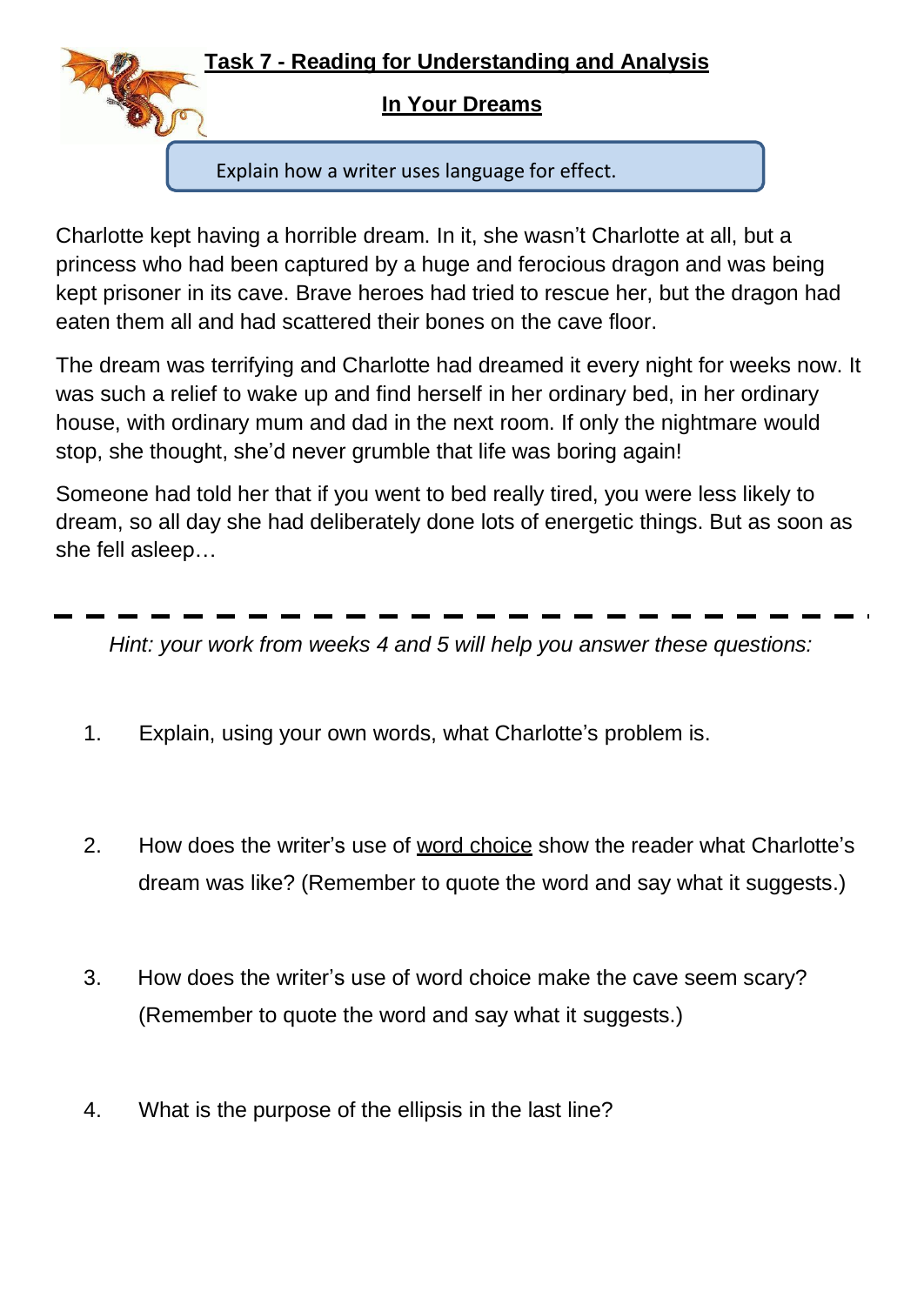## Task 7 - Reading for Understanding and Analysis

### In Your Dreams

Explain how a writer uses language for effect.

Charlotte kept having a horrible dream. In it, she wasn't Charlotte at all, but a princess who had been captured by a huge and ferocious dragon and was being kept prisoner in its cave. Brave heroes had tried to rescue her, but the dragon had eaten them all and had scattered their bones on the cave floor.

The dream was terrifying and Charlotte had dreamed it every night for weeks now. It was such a relief to wake up and find herself in her ordinary bed, in her ordinary house, with ordinary mum and dad in the next room. If only the nightmare would stop, she thought, she'd never grumble that life was boring again!

Someone had told her that if you went to bed really tired, you were less likely to dream, so all day she had deliberately done lots of energetic things. But as soon as she fell asleep…

---

*Hint: your work from weeks 4 and 5 will help you answer these questions:*

1. Explain, using your own words, what Charlotte's problem is.

2. How does the writer's use of word choice show the reader what Charlotte's dream was like? (Remember to quote the word and say what it suggests.)

3. How does the writer's use of word choice make the cave seem scary? (Remember to quote the word and say what it suggests.)

4. What is the purpose of the ellipsis in the last line?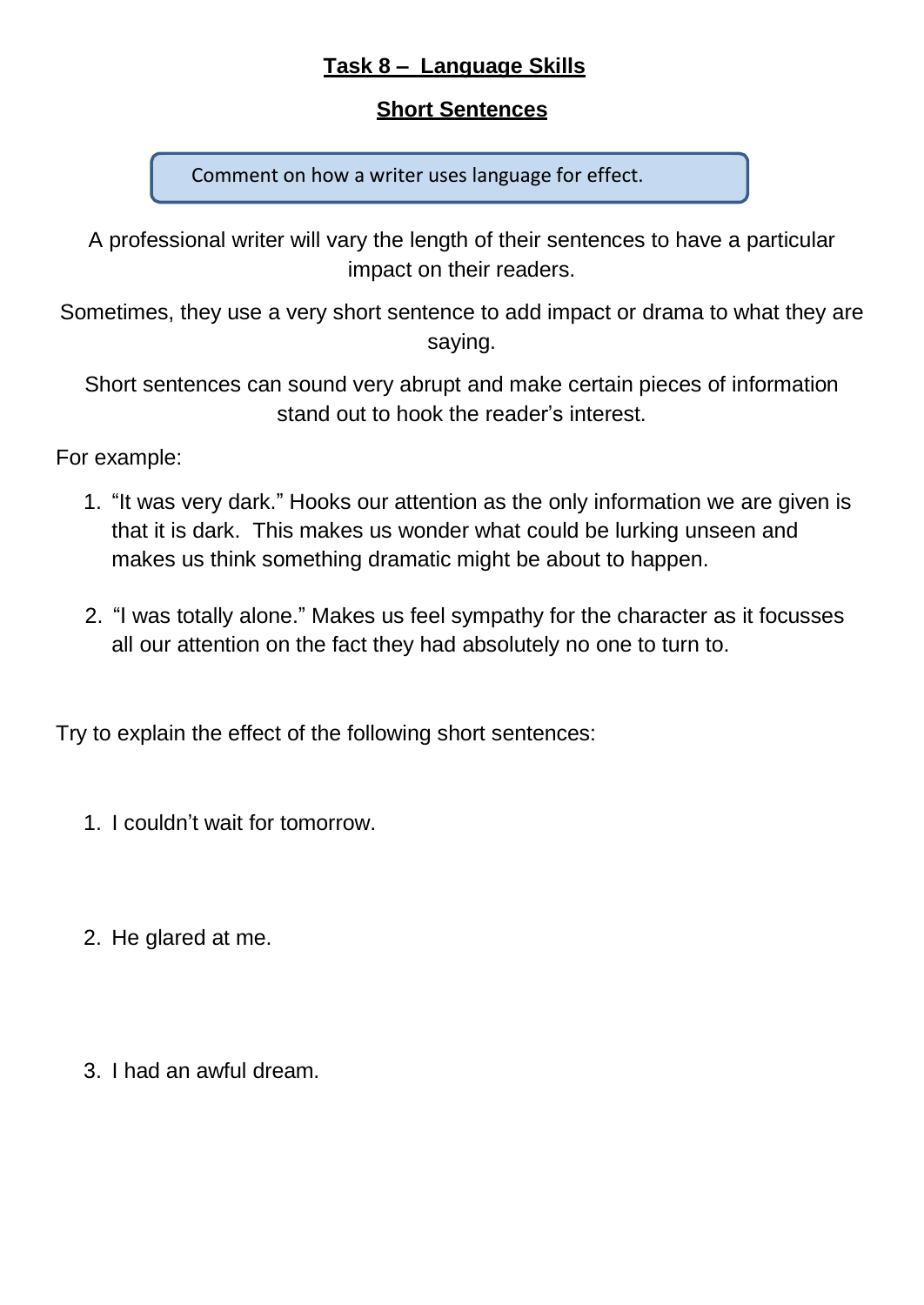## Task 8 – Language Skills

### Short Sentences

> Comment on how a writer uses language for effect.

A professional writer will vary the length of their sentences to have a particular impact on their readers.

Sometimes, they use a very short sentence to add impact or drama to what they are saying.

Short sentences can sound very abrupt and make certain pieces of information stand out to hook the reader's interest.

For example:

1. "It was very dark." Hooks our attention as the only information we are given is that it is dark. This makes us wonder what could be lurking unseen and makes us think something dramatic might be about to happen.

2. "I was totally alone." Makes us feel sympathy for the character as it focusses all our attention on the fact they had absolutely no one to turn to.

Try to explain the effect of the following short sentences:

1. I couldn't wait for tomorrow.

2. He glared at me.

3. I had an awful dream.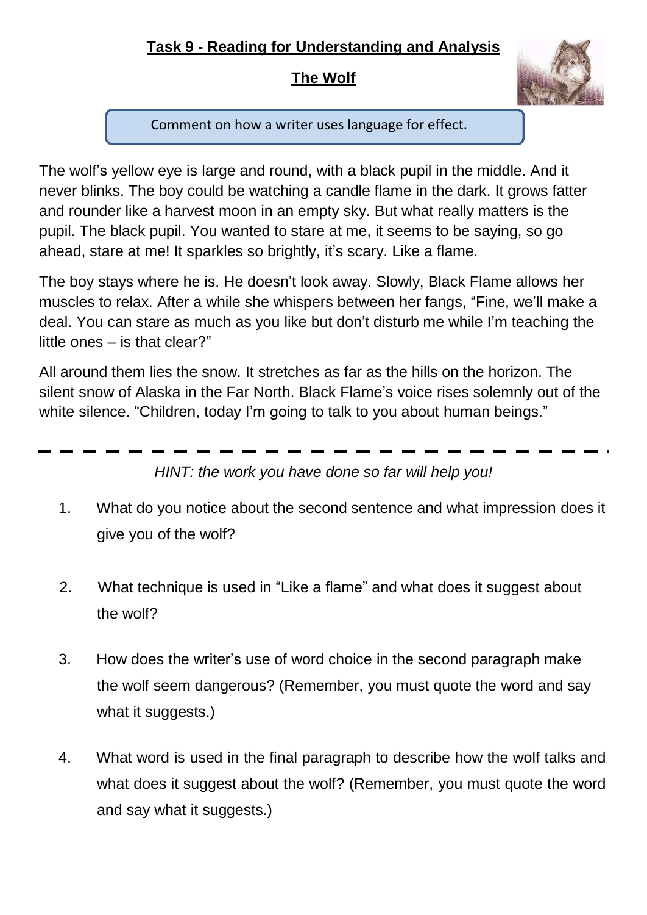## Task 9 - Reading for Understanding and Analysis

### The Wolf

Comment on how a writer uses language for effect.

The wolf's yellow eye is large and round, with a black pupil in the middle. And it never blinks. The boy could be watching a candle flame in the dark. It grows fatter and rounder like a harvest moon in an empty sky. But what really matters is the pupil. The black pupil. You wanted to stare at me, it seems to be saying, so go ahead, stare at me! It sparkles so brightly, it's scary. Like a flame.

The boy stays where he is. He doesn't look away. Slowly, Black Flame allows her muscles to relax. After a while she whispers between her fangs, "Fine, we'll make a deal. You can stare as much as you like but don't disturb me while I'm teaching the little ones – is that clear?"

All around them lies the snow. It stretches as far as the hills on the horizon. The silent snow of Alaska in the Far North. Black Flame's voice rises solemnly out of the white silence. "Children, today I'm going to talk to you about human beings."

---

*HINT: the work you have done so far will help you!*

1. What do you notice about the second sentence and what impression does it give you of the wolf?

2. What technique is used in "Like a flame" and what does it suggest about the wolf?

3. How does the writer's use of word choice in the second paragraph make the wolf seem dangerous? (Remember, you must quote the word and say what it suggests.)

4. What word is used in the final paragraph to describe how the wolf talks and what does it suggest about the wolf? (Remember, you must quote the word and say what it suggests.)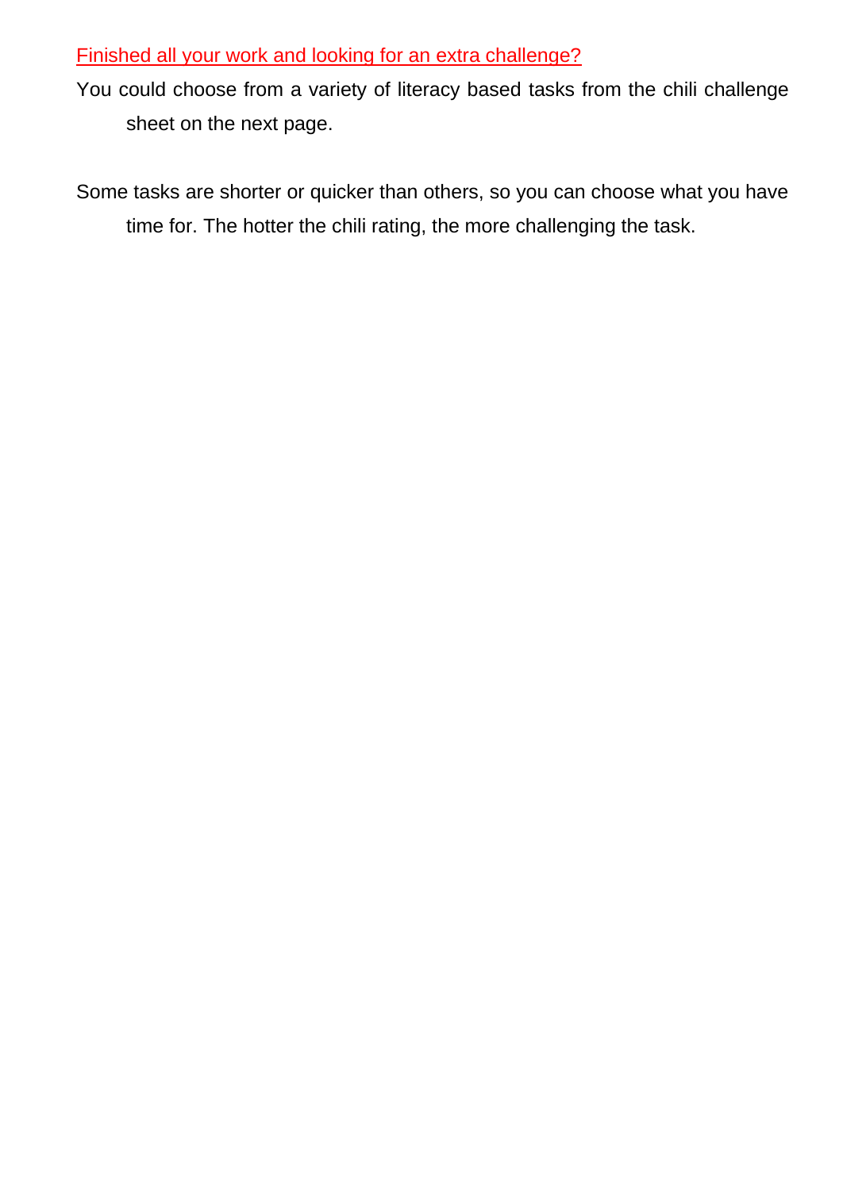Finished all your work and looking for an extra challenge?

You could choose from a variety of literacy based tasks from the chili challenge sheet on the next page.

Some tasks are shorter or quicker than others, so you can choose what you have time for. The hotter the chili rating, the more challenging the task.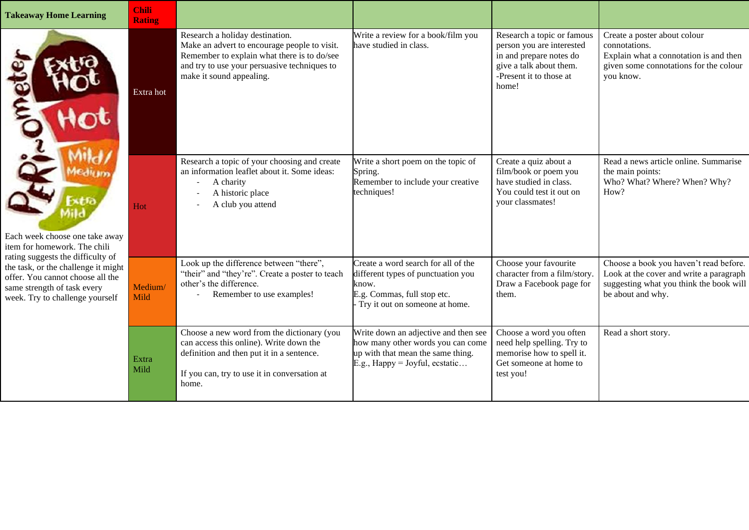| Takeaway Home Learning | Chili Rating | | | | |
|---|---|---|---|---|---|
| Each week choose one take away item for homework. The chili rating suggests the difficulty of the task, or the challenge it might offer. You cannot choose all the same strength of task every week. Try to challenge yourself | Extra hot | Research a holiday destination. Make an advert to encourage people to visit. Remember to explain what there is to do/see and try to use your persuasive techniques to make it sound appealing. | Write a review for a book/film you have studied in class. | Research a topic or famous person you are interested in and prepare notes do give a talk about them. -Present it to those at home! | Create a poster about colour connotations. Explain what a connotation is and then given some connotations for the colour you know. |
| | Hot | Research a topic of your choosing and create an information leaflet about it. Some ideas: - A charity - A historic place - A club you attend | Write a short poem on the topic of Spring. Remember to include your creative techniques! | Create a quiz about a film/book or poem you have studied in class. You could test it out on your classmates! | Read a news article online. Summarise the main points: Who? What? Where? When? Why? How? |
| | Medium/ Mild | Look up the difference between "there", "their" and "they're". Create a poster to teach other's the difference. - Remember to use examples! | Create a word search for all of the different types of punctuation you know. E.g. Commas, full stop etc. - Try it out on someone at home. | Choose your favourite character from a film/story. Draw a Facebook page for them. | Choose a book you haven't read before. Look at the cover and write a paragraph suggesting what you think the book will be about and why. |
| | Extra Mild | Choose a new word from the dictionary (you can access this online). Write down the definition and then put it in a sentence. If you can, try to use it in conversation at home. | Write down an adjective and then see how many other words you can come up with that mean the same thing. E.g., Happy = Joyful, ecstatic… | Choose a word you often need help spelling. Try to memorise how to spell it. Get someone at home to test you! | Read a short story. |